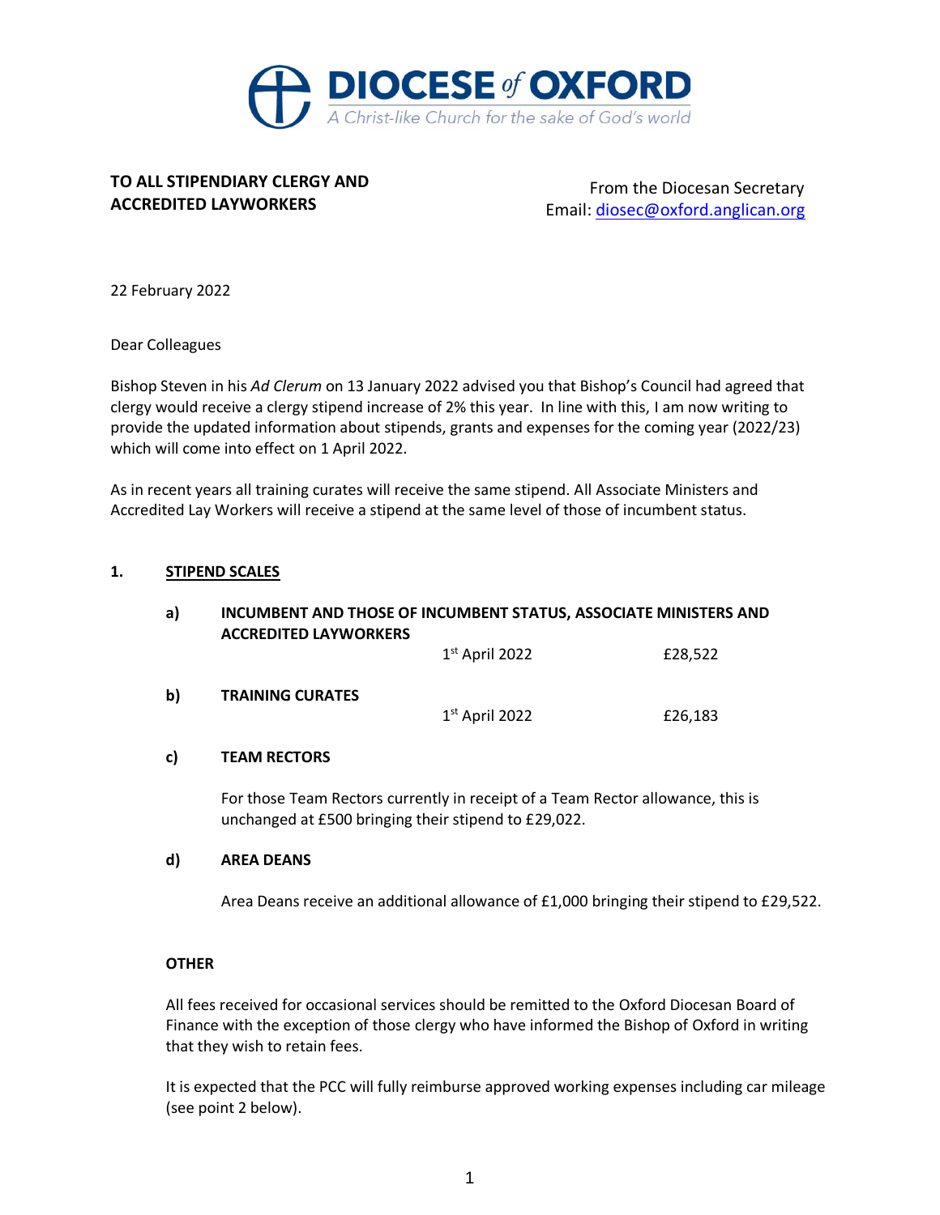# DIOCESE of OXFORD

*A Christ-like Church for the sake of God's world*

**TO ALL STIPENDIARY CLERGY AND ACCREDITED LAYWORKERS**

From the Diocesan Secretary
Email: diosec@oxford.anglican.org

22 February 2022

Dear Colleagues

Bishop Steven in his *Ad Clerum* on 13 January 2022 advised you that Bishop's Council had agreed that clergy would receive a clergy stipend increase of 2% this year. In line with this, I am now writing to provide the updated information about stipends, grants and expenses for the coming year (2022/23) which will come into effect on 1 April 2022.

As in recent years all training curates will receive the same stipend. All Associate Ministers and Accredited Lay Workers will receive a stipend at the same level of those of incumbent status.

## 1. STIPEND SCALES

### a) INCUMBENT AND THOSE OF INCUMBENT STATUS, ASSOCIATE MINISTERS AND ACCREDITED LAYWORKERS

1st April 2022 — £28,522

### b) TRAINING CURATES

1st April 2022 — £26,183

### c) TEAM RECTORS

For those Team Rectors currently in receipt of a Team Rector allowance, this is unchanged at £500 bringing their stipend to £29,022.

### d) AREA DEANS

Area Deans receive an additional allowance of £1,000 bringing their stipend to £29,522.

### OTHER

All fees received for occasional services should be remitted to the Oxford Diocesan Board of Finance with the exception of those clergy who have informed the Bishop of Oxford in writing that they wish to retain fees.

It is expected that the PCC will fully reimburse approved working expenses including car mileage (see point 2 below).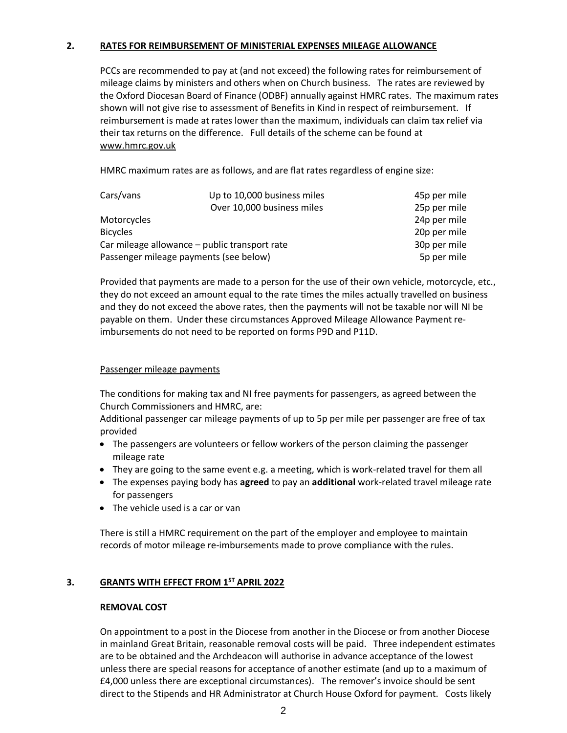## 2. RATES FOR REIMBURSEMENT OF MINISTERIAL EXPENSES MILEAGE ALLOWANCE

PCCs are recommended to pay at (and not exceed) the following rates for reimbursement of mileage claims by ministers and others when on Church business. The rates are reviewed by the Oxford Diocesan Board of Finance (ODBF) annually against HMRC rates. The maximum rates shown will not give rise to assessment of Benefits in Kind in respect of reimbursement. If reimbursement is made at rates lower than the maximum, individuals can claim tax relief via their tax returns on the difference. Full details of the scheme can be found at www.hmrc.gov.uk

HMRC maximum rates are as follows, and are flat rates regardless of engine size:

| | | |
|---|---|---|
| Cars/vans | Up to 10,000 business miles | 45p per mile |
| | Over 10,000 business miles | 25p per mile |
| Motorcycles | | 24p per mile |
| Bicycles | | 20p per mile |
| Car mileage allowance – public transport rate | | 30p per mile |
| Passenger mileage payments (see below) | | 5p per mile |

Provided that payments are made to a person for the use of their own vehicle, motorcycle, etc., they do not exceed an amount equal to the rate times the miles actually travelled on business and they do not exceed the above rates, then the payments will not be taxable nor will NI be payable on them. Under these circumstances Approved Mileage Allowance Payment re-imbursements do not need to be reported on forms P9D and P11D.

### Passenger mileage payments

The conditions for making tax and NI free payments for passengers, as agreed between the Church Commissioners and HMRC, are:

Additional passenger car mileage payments of up to 5p per mile per passenger are free of tax provided

- The passengers are volunteers or fellow workers of the person claiming the passenger mileage rate
- They are going to the same event e.g. a meeting, which is work-related travel for them all
- The expenses paying body has **agreed** to pay an **additional** work-related travel mileage rate for passengers
- The vehicle used is a car or van

There is still a HMRC requirement on the part of the employer and employee to maintain records of motor mileage re-imbursements made to prove compliance with the rules.

## 3. GRANTS WITH EFFECT FROM 1ST APRIL 2022

### REMOVAL COST

On appointment to a post in the Diocese from another in the Diocese or from another Diocese in mainland Great Britain, reasonable removal costs will be paid. Three independent estimates are to be obtained and the Archdeacon will authorise in advance acceptance of the lowest unless there are special reasons for acceptance of another estimate (and up to a maximum of £4,000 unless there are exceptional circumstances). The remover's invoice should be sent direct to the Stipends and HR Administrator at Church House Oxford for payment. Costs likely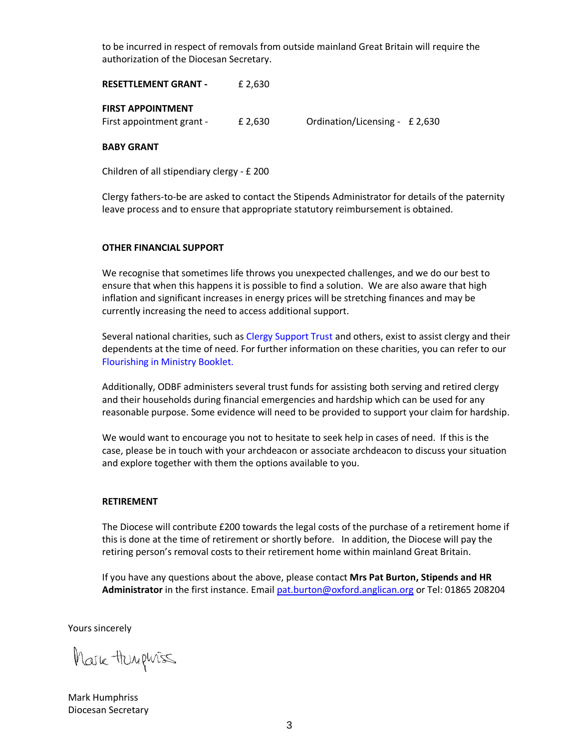to be incurred in respect of removals from outside mainland Great Britain will require the authorization of the Diocesan Secretary.

**RESETTLEMENT GRANT -** £ 2,630

**FIRST APPOINTMENT**

First appointment grant - £ 2,630 Ordination/Licensing - £ 2,630

**BABY GRANT**

Children of all stipendiary clergy - £ 200

Clergy fathers-to-be are asked to contact the Stipends Administrator for details of the paternity leave process and to ensure that appropriate statutory reimbursement is obtained.

**OTHER FINANCIAL SUPPORT**

We recognise that sometimes life throws you unexpected challenges, and we do our best to ensure that when this happens it is possible to find a solution. We are also aware that high inflation and significant increases in energy prices will be stretching finances and may be currently increasing the need to access additional support.

Several national charities, such as Clergy Support Trust and others, exist to assist clergy and their dependents at the time of need. For further information on these charities, you can refer to our Flourishing in Ministry Booklet.

Additionally, ODBF administers several trust funds for assisting both serving and retired clergy and their households during financial emergencies and hardship which can be used for any reasonable purpose. Some evidence will need to be provided to support your claim for hardship.

We would want to encourage you not to hesitate to seek help in cases of need. If this is the case, please be in touch with your archdeacon or associate archdeacon to discuss your situation and explore together with them the options available to you.

**RETIREMENT**

The Diocese will contribute £200 towards the legal costs of the purchase of a retirement home if this is done at the time of retirement or shortly before. In addition, the Diocese will pay the retiring person's removal costs to their retirement home within mainland Great Britain.

If you have any questions about the above, please contact **Mrs Pat Burton, Stipends and HR Administrator** in the first instance. Email pat.burton@oxford.anglican.org or Tel: 01865 208204

Yours sincerely

Mark Humphriss

Mark Humphriss
Diocesan Secretary